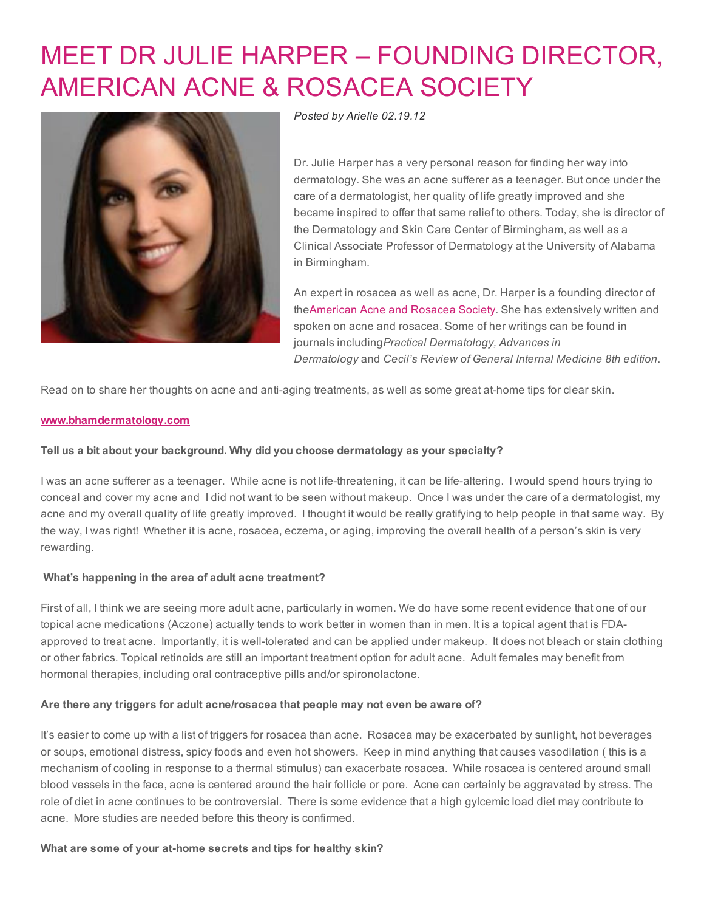# MEET DR JULIE HARPER – FOUNDING DIRECTOR, AMERICAN ACNE & ROSACEA SOCIETY

*Posted by Arielle 02.19.12*

Dr. Julie Harper has a very personal reason for finding her way into dermatology. She was an acne sufferer as a teenager. But once under the care of a dermatologist, her quality of life greatly improved and she became inspired to offer that same relief to others. Today, she is director of the Dermatology and Skin Care Center of Birmingham, as well as a Clinical Associate Professor of Dermatology at the University of Alabama in Birmingham.

An expert in rosacea as well as acne, Dr. Harper is a founding director of theAmerican Acne and Rosacea Society. She has extensively written and spoken on acne and rosacea. Some of her writings can be found in journals including*Practical Dermatology, Advances in Dermatology* and *Cecil's Review of General Internal Medicine 8th edition*.

Read on to share her thoughts on acne and anti-aging treatments, as well as some great at-home tips for clear skin.

**www.bhamdermatology.com**

**Tell us a bit about your background. Why did you choose dermatology as your specialty?**

I was an acne sufferer as a teenager. While acne is not life-threatening, it can be life-altering. I would spend hours trying to conceal and cover my acne and I did not want to be seen without makeup. Once I was under the care of a dermatologist, my acne and my overall quality of life greatly improved. I thought it would be really gratifying to help people in that same way. By the way, I was right! Whether it is acne, rosacea, eczema, or aging, improving the overall health of a person's skin is very rewarding.

**What's happening in the area of adult acne treatment?**

First of all, I think we are seeing more adult acne, particularly in women. We do have some recent evidence that one of our topical acne medications (Aczone) actually tends to work better in women than in men. It is a topical agent that is FDA-approved to treat acne. Importantly, it is well-tolerated and can be applied under makeup. It does not bleach or stain clothing or other fabrics. Topical retinoids are still an important treatment option for adult acne. Adult females may benefit from hormonal therapies, including oral contraceptive pills and/or spironolactone.

**Are there any triggers for adult acne/rosacea that people may not even be aware of?**

It's easier to come up with a list of triggers for rosacea than acne. Rosacea may be exacerbated by sunlight, hot beverages or soups, emotional distress, spicy foods and even hot showers. Keep in mind anything that causes vasodilation ( this is a mechanism of cooling in response to a thermal stimulus) can exacerbate rosacea. While rosacea is centered around small blood vessels in the face, acne is centered around the hair follicle or pore. Acne can certainly be aggravated by stress. The role of diet in acne continues to be controversial. There is some evidence that a high gylcemic load diet may contribute to acne. More studies are needed before this theory is confirmed.

**What are some of your at-home secrets and tips for healthy skin?**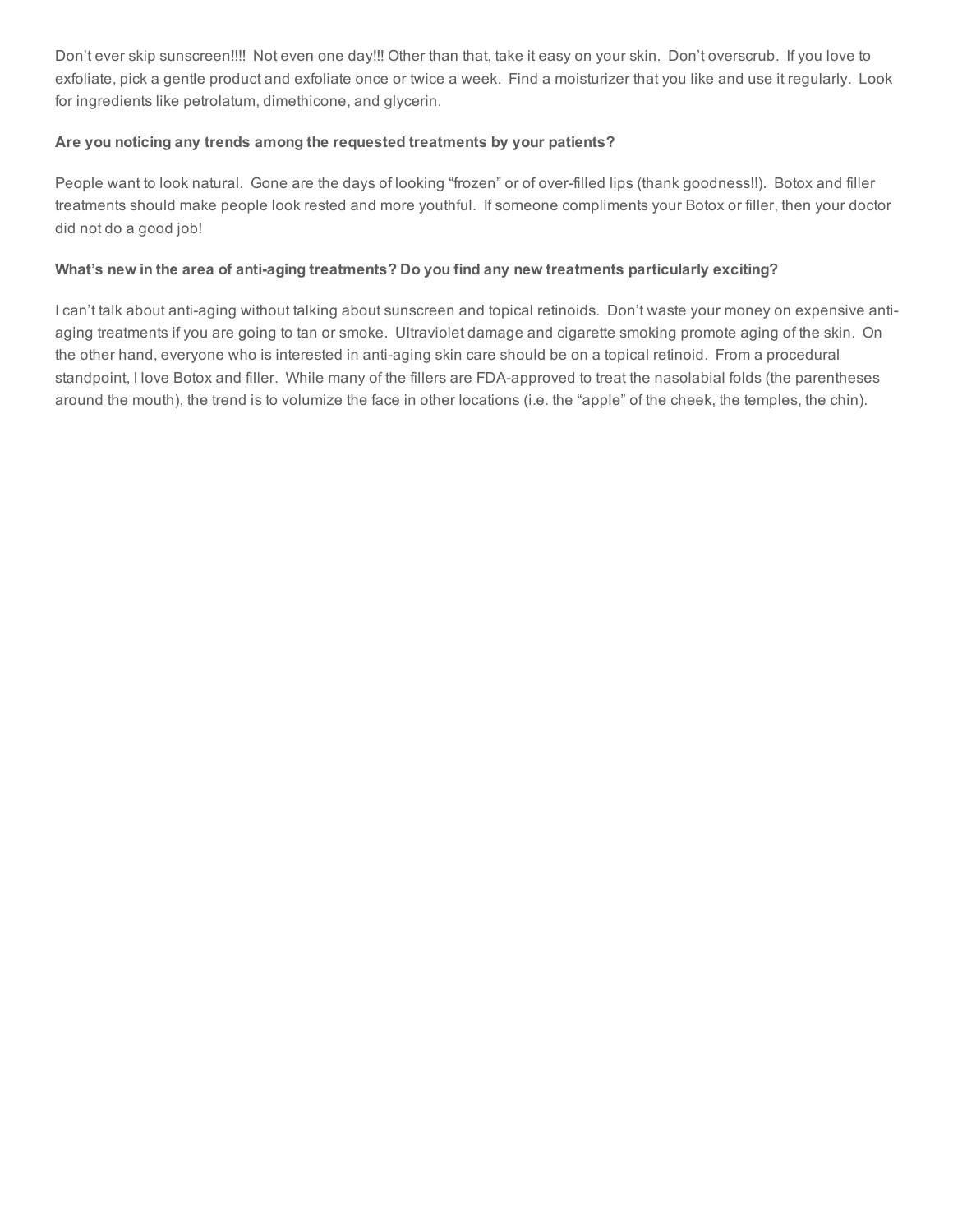Don't ever skip sunscreen!!!! Not even one day!!! Other than that, take it easy on your skin. Don't overscrub. If you love to exfoliate, pick a gentle product and exfoliate once or twice a week. Find a moisturizer that you like and use it regularly. Look for ingredients like petrolatum, dimethicone, and glycerin.

**Are you noticing any trends among the requested treatments by your patients?**

People want to look natural. Gone are the days of looking "frozen" or of over-filled lips (thank goodness!!). Botox and filler treatments should make people look rested and more youthful. If someone compliments your Botox or filler, then your doctor did not do a good job!

**What's new in the area of anti-aging treatments? Do you find any new treatments particularly exciting?**

I can't talk about anti-aging without talking about sunscreen and topical retinoids. Don't waste your money on expensive anti-aging treatments if you are going to tan or smoke. Ultraviolet damage and cigarette smoking promote aging of the skin. On the other hand, everyone who is interested in anti-aging skin care should be on a topical retinoid. From a procedural standpoint, I love Botox and filler. While many of the fillers are FDA-approved to treat the nasolabial folds (the parentheses around the mouth), the trend is to volumize the face in other locations (i.e. the "apple" of the cheek, the temples, the chin).